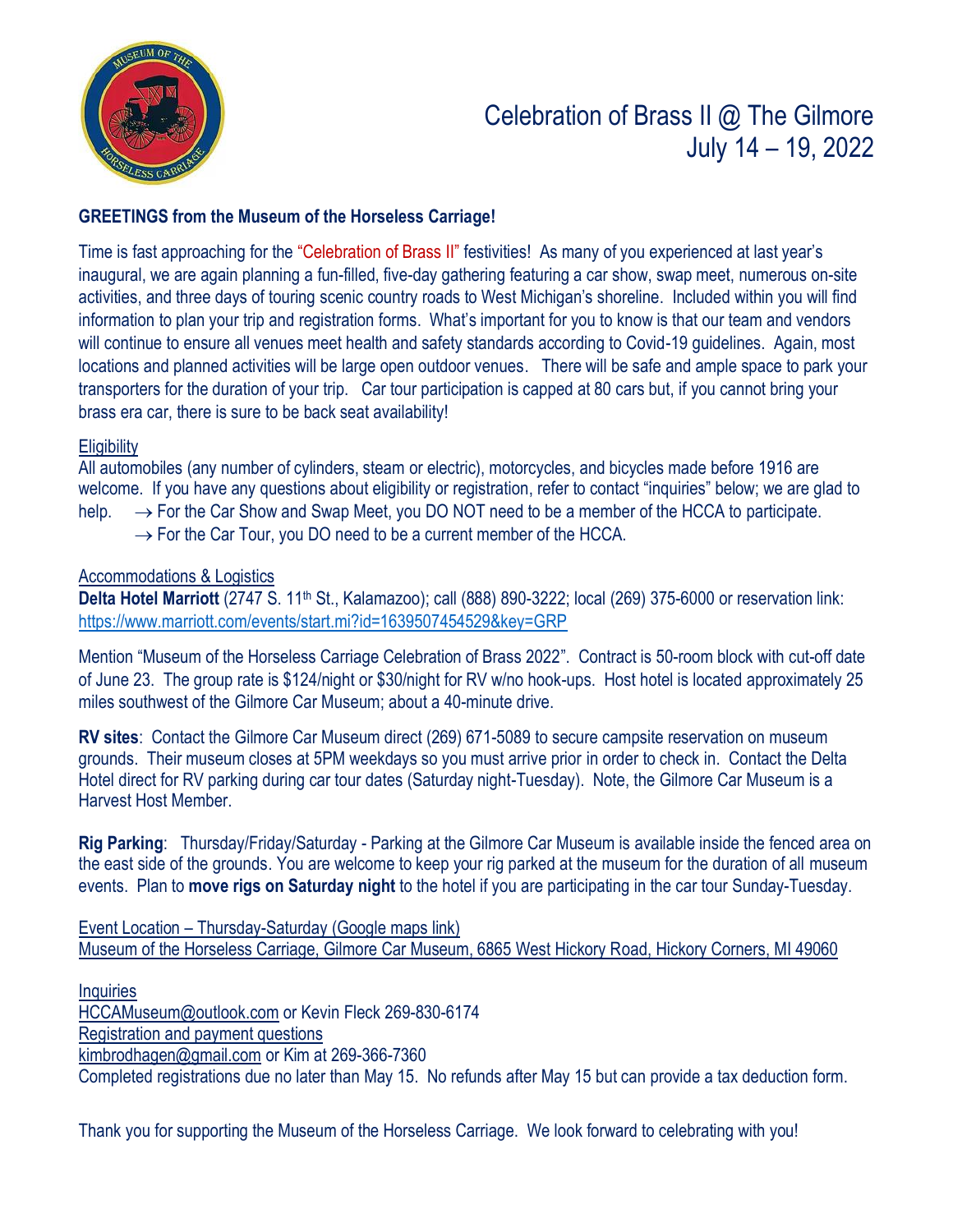# Celebration of Brass II @ The Gilmore
# July 14 – 19, 2022

**GREETINGS from the Museum of the Horseless Carriage!**

Time is fast approaching for the "Celebration of Brass II" festivities! As many of you experienced at last year's inaugural, we are again planning a fun-filled, five-day gathering featuring a car show, swap meet, numerous on-site activities, and three days of touring scenic country roads to West Michigan's shoreline. Included within you will find information to plan your trip and registration forms. What's important for you to know is that our team and vendors will continue to ensure all venues meet health and safety standards according to Covid-19 guidelines. Again, most locations and planned activities will be large open outdoor venues. There will be safe and ample space to park your transporters for the duration of your trip. Car tour participation is capped at 80 cars but, if you cannot bring your brass era car, there is sure to be back seat availability!

Eligibility

All automobiles (any number of cylinders, steam or electric), motorcycles, and bicycles made before 1916 are welcome. If you have any questions about eligibility or registration, refer to contact "inquiries" below; we are glad to help. → For the Car Show and Swap Meet, you DO NOT need to be a member of the HCCA to participate.
→ For the Car Tour, you DO need to be a current member of the HCCA.

Accommodations & Logistics

**Delta Hotel Marriott** (2747 S. 11th St., Kalamazoo); call (888) 890-3222; local (269) 375-6000 or reservation link: https://www.marriott.com/events/start.mi?id=1639507454529&key=GRP

Mention "Museum of the Horseless Carriage Celebration of Brass 2022". Contract is 50-room block with cut-off date of June 23. The group rate is $124/night or $30/night for RV w/no hook-ups. Host hotel is located approximately 25 miles southwest of the Gilmore Car Museum; about a 40-minute drive.

**RV sites**: Contact the Gilmore Car Museum direct (269) 671-5089 to secure campsite reservation on museum grounds. Their museum closes at 5PM weekdays so you must arrive prior in order to check in. Contact the Delta Hotel direct for RV parking during car tour dates (Saturday night-Tuesday). Note, the Gilmore Car Museum is a Harvest Host Member.

**Rig Parking**: Thursday/Friday/Saturday - Parking at the Gilmore Car Museum is available inside the fenced area on the east side of the grounds. You are welcome to keep your rig parked at the museum for the duration of all museum events. Plan to **move rigs on Saturday night** to the hotel if you are participating in the car tour Sunday-Tuesday.

Event Location – Thursday-Saturday (Google maps link)
Museum of the Horseless Carriage, Gilmore Car Museum, 6865 West Hickory Road, Hickory Corners, MI 49060

Inquiries
HCCAMuseum@outlook.com or Kevin Fleck 269-830-6174
Registration and payment questions
kimbrodhagen@gmail.com or Kim at 269-366-7360
Completed registrations due no later than May 15. No refunds after May 15 but can provide a tax deduction form.

Thank you for supporting the Museum of the Horseless Carriage. We look forward to celebrating with you!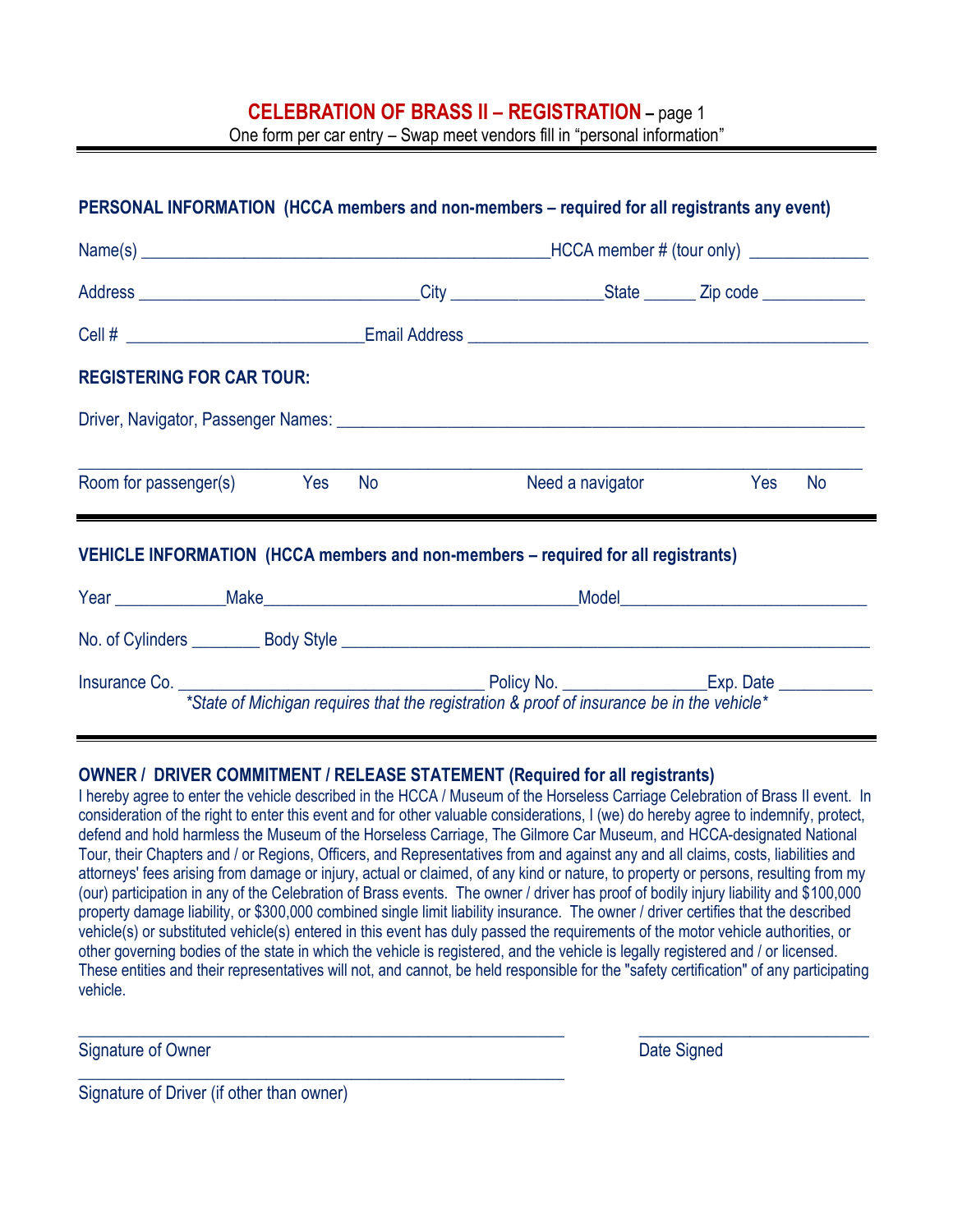# CELEBRATION OF BRASS II – REGISTRATION – page 1

One form per car entry – Swap meet vendors fill in "personal information"

---

**PERSONAL INFORMATION (HCCA members and non-members – required for all registrants any event)**

Name(s) ______________________________________________HCCA member # (tour only) _____________

Address ______________________________City ________________State ______ Zip code ___________

Cell # __________________________Email Address ____________________________________________

**REGISTERING FOR CAR TOUR:**

Driver, Navigator, Passenger Names: __________________________________________________________

_____________________________________________________________________________________

Room for passenger(s) Yes No Need a navigator Yes No

---

**VEHICLE INFORMATION (HCCA members and non-members – required for all registrants)**

Year ____________Make___________________________________Model__________________________

No. of Cylinders ________ Body Style _____________________________________________________

Insurance Co. __________________________________ Policy No. _______________Exp. Date __________

*\*State of Michigan requires that the registration & proof of insurance be in the vehicle\**

---

**OWNER / DRIVER COMMITMENT / RELEASE STATEMENT (Required for all registrants)**

I hereby agree to enter the vehicle described in the HCCA / Museum of the Horseless Carriage Celebration of Brass II event. In consideration of the right to enter this event and for other valuable considerations, I (we) do hereby agree to indemnify, protect, defend and hold harmless the Museum of the Horseless Carriage, The Gilmore Car Museum, and HCCA-designated National Tour, their Chapters and / or Regions, Officers, and Representatives from and against any and all claims, costs, liabilities and attorneys' fees arising from damage or injury, actual or claimed, of any kind or nature, to property or persons, resulting from my (our) participation in any of the Celebration of Brass events. The owner / driver has proof of bodily injury liability and $100,000 property damage liability, or $300,000 combined single limit liability insurance. The owner / driver certifies that the described vehicle(s) or substituted vehicle(s) entered in this event has duly passed the requirements of the motor vehicle authorities, or other governing bodies of the state in which the vehicle is registered, and the vehicle is legally registered and / or licensed. These entities and their representatives will not, and cannot, be held responsible for the "safety certification" of any participating vehicle.

_______________________________________________________ __________________________

Signature of Owner Date Signed

_______________________________________________________

Signature of Driver (if other than owner)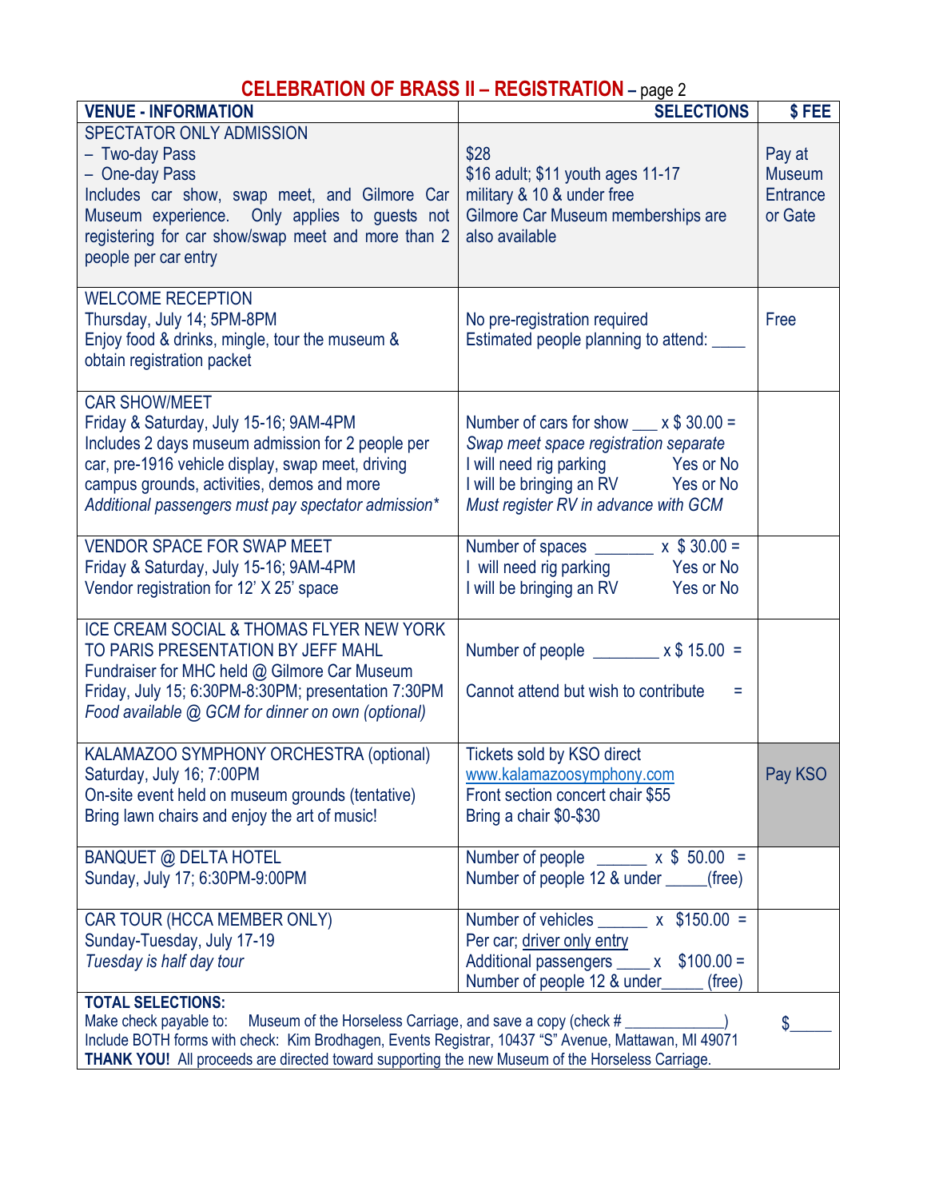# CELEBRATION OF BRASS II – REGISTRATION – page 2

| VENUE - INFORMATION | SELECTIONS | $ FEE |
|---|---|---|
| SPECTATOR ONLY ADMISSION<br>– Two-day Pass<br>– One-day Pass<br>Includes car show, swap meet, and Gilmore Car Museum experience. Only applies to guests not registering for car show/swap meet and more than 2 people per car entry | $28<br>$16 adult; $11 youth ages 11-17<br>military & 10 & under free<br>Gilmore Car Museum memberships are also available | Pay at Museum Entrance or Gate |
| WELCOME RECEPTION<br>Thursday, July 14; 5PM-8PM<br>Enjoy food & drinks, mingle, tour the museum & obtain registration packet | No pre-registration required<br>Estimated people planning to attend: ____ | Free |
| CAR SHOW/MEET<br>Friday & Saturday, July 15-16; 9AM-4PM<br>Includes 2 days museum admission for 2 people per car, pre-1916 vehicle display, swap meet, driving campus grounds, activities, demos and more<br>*Additional passengers must pay spectator admission** | Number of cars for show ___ x $ 30.00 =<br>*Swap meet space registration separate*<br>I will need rig parking Yes or No<br>I will be bringing an RV Yes or No<br>*Must register RV in advance with GCM* | |
| VENDOR SPACE FOR SWAP MEET<br>Friday & Saturday, July 15-16; 9AM-4PM<br>Vendor registration for 12' X 25' space | Number of spaces _______ x $ 30.00 =<br>I will need rig parking Yes or No<br>I will be bringing an RV Yes or No | |
| ICE CREAM SOCIAL & THOMAS FLYER NEW YORK TO PARIS PRESENTATION BY JEFF MAHL<br>Fundraiser for MHC held @ Gilmore Car Museum<br>Friday, July 15; 6:30PM-8:30PM; presentation 7:30PM<br>*Food available @ GCM for dinner on own (optional)* | Number of people ________ x $ 15.00 =<br>Cannot attend but wish to contribute = | |
| KALAMAZOO SYMPHONY ORCHESTRA (optional)<br>Saturday, July 16; 7:00PM<br>On-site event held on museum grounds (tentative)<br>Bring lawn chairs and enjoy the art of music! | Tickets sold by KSO direct<br>www.kalamazoosymphony.com<br>Front section concert chair $55<br>Bring a chair $0-$30 | Pay KSO |
| BANQUET @ DELTA HOTEL<br>Sunday, July 17; 6:30PM-9:00PM | Number of people ______ x $ 50.00 =<br>Number of people 12 & under _____(free) | |
| CAR TOUR (HCCA MEMBER ONLY)<br>Sunday-Tuesday, July 17-19<br>*Tuesday is half day tour* | Number of vehicles ______ x $150.00 =<br>Per car; driver only entry<br>Additional passengers ____ x $100.00 =<br>Number of people 12 & under_____ (free) | |
| **TOTAL SELECTIONS:**<br>Make check payable to: Museum of the Horseless Carriage, and save a copy (check # _____________)<br>Include BOTH forms with check: Kim Brodhagen, Events Registrar, 10437 "S" Avenue, Mattawan, MI 49071<br>**THANK YOU!** All proceeds are directed toward supporting the new Museum of the Horseless Carriage. | | $_____ |